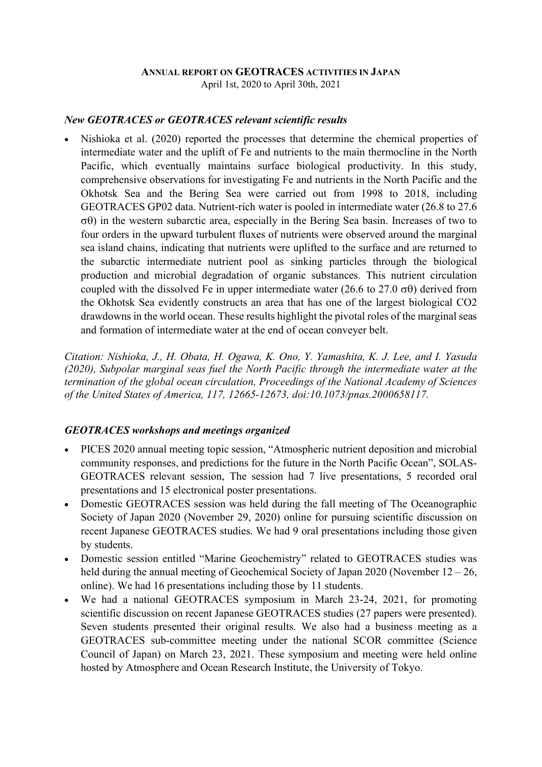# ANNUAL REPORT ON GEOTRACES ACTIVITIES IN JAPAN

April 1st, 2020 to April 30th, 2021

### *New GEOTRACES or GEOTRACES relevant scientific results*

- Nishioka et al. (2020) reported the processes that determine the chemical properties of intermediate water and the uplift of Fe and nutrients to the main thermocline in the North Pacific, which eventually maintains surface biological productivity. In this study, comprehensive observations for investigating Fe and nutrients in the North Pacific and the Okhotsk Sea and the Bering Sea were carried out from 1998 to 2018, including GEOTRACES GP02 data. Nutrient-rich water is pooled in intermediate water (26.8 to 27.6 $\sigma\theta$) in the western subarctic area, especially in the Bering Sea basin. Increases of two to four orders in the upward turbulent fluxes of nutrients were observed around the marginal sea island chains, indicating that nutrients were uplifted to the surface and are returned to the subarctic intermediate nutrient pool as sinking particles through the biological production and microbial degradation of organic substances. This nutrient circulation coupled with the dissolved Fe in upper intermediate water (26.6 to 27.0 $\sigma\theta$) derived from the Okhotsk Sea evidently constructs an area that has one of the largest biological CO2 drawdowns in the world ocean. These results highlight the pivotal roles of the marginal seas and formation of intermediate water at the end of ocean conveyer belt.

*Citation: Nishioka, J., H. Obata, H. Ogawa, K. Ono, Y. Yamashita, K. J. Lee, and I. Yasuda (2020), Subpolar marginal seas fuel the North Pacific through the intermediate water at the termination of the global ocean circulation, Proceedings of the National Academy of Sciences of the United States of America, 117, 12665-12673, doi:10.1073/pnas.2000658117.*

### *GEOTRACES workshops and meetings organized*

- PICES 2020 annual meeting topic session, "Atmospheric nutrient deposition and microbial community responses, and predictions for the future in the North Pacific Ocean", SOLAS-GEOTRACES relevant session, The session had 7 live presentations, 5 recorded oral presentations and 15 electronical poster presentations.
- Domestic GEOTRACES session was held during the fall meeting of The Oceanographic Society of Japan 2020 (November 29, 2020) online for pursuing scientific discussion on recent Japanese GEOTRACES studies. We had 9 oral presentations including those given by students.
- Domestic session entitled "Marine Geochemistry" related to GEOTRACES studies was held during the annual meeting of Geochemical Society of Japan 2020 (November 12 – 26, online). We had 16 presentations including those by 11 students.
- We had a national GEOTRACES symposium in March 23-24, 2021, for promoting scientific discussion on recent Japanese GEOTRACES studies (27 papers were presented). Seven students presented their original results. We also had a business meeting as a GEOTRACES sub-committee meeting under the national SCOR committee (Science Council of Japan) on March 23, 2021. These symposium and meeting were held online hosted by Atmosphere and Ocean Research Institute, the University of Tokyo.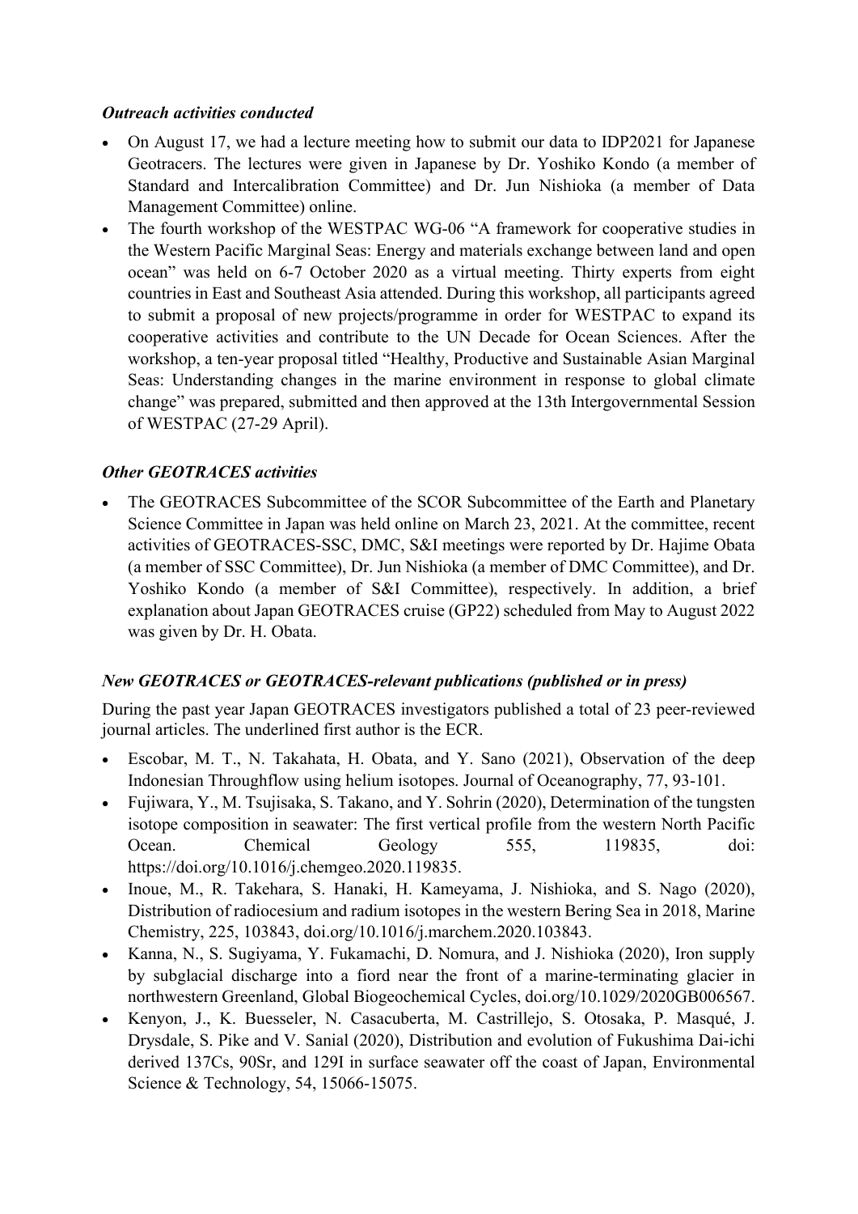### *Outreach activities conducted*

- On August 17, we had a lecture meeting how to submit our data to IDP2021 for Japanese Geotracers. The lectures were given in Japanese by Dr. Yoshiko Kondo (a member of Standard and Intercalibration Committee) and Dr. Jun Nishioka (a member of Data Management Committee) online.
- The fourth workshop of the WESTPAC WG-06 "A framework for cooperative studies in the Western Pacific Marginal Seas: Energy and materials exchange between land and open ocean" was held on 6-7 October 2020 as a virtual meeting. Thirty experts from eight countries in East and Southeast Asia attended. During this workshop, all participants agreed to submit a proposal of new projects/programme in order for WESTPAC to expand its cooperative activities and contribute to the UN Decade for Ocean Sciences. After the workshop, a ten-year proposal titled "Healthy, Productive and Sustainable Asian Marginal Seas: Understanding changes in the marine environment in response to global climate change" was prepared, submitted and then approved at the 13th Intergovernmental Session of WESTPAC (27-29 April).

### *Other GEOTRACES activities*

- The GEOTRACES Subcommittee of the SCOR Subcommittee of the Earth and Planetary Science Committee in Japan was held online on March 23, 2021. At the committee, recent activities of GEOTRACES-SSC, DMC, S&I meetings were reported by Dr. Hajime Obata (a member of SSC Committee), Dr. Jun Nishioka (a member of DMC Committee), and Dr. Yoshiko Kondo (a member of S&I Committee), respectively. In addition, a brief explanation about Japan GEOTRACES cruise (GP22) scheduled from May to August 2022 was given by Dr. H. Obata.

### *New GEOTRACES or GEOTRACES-relevant publications (published or in press)*

During the past year Japan GEOTRACES investigators published a total of 23 peer-reviewed journal articles. The underlined first author is the ECR.

- Escobar, M. T., N. Takahata, H. Obata, and Y. Sano (2021), Observation of the deep Indonesian Throughflow using helium isotopes. Journal of Oceanography, 77, 93-101.
- Fujiwara, Y., M. Tsujisaka, S. Takano, and Y. Sohrin (2020), Determination of the tungsten isotope composition in seawater: The first vertical profile from the western North Pacific Ocean. Chemical Geology 555, 119835, doi: https://doi.org/10.1016/j.chemgeo.2020.119835.
- Inoue, M., R. Takehara, S. Hanaki, H. Kameyama, J. Nishioka, and S. Nago (2020), Distribution of radiocesium and radium isotopes in the western Bering Sea in 2018, Marine Chemistry, 225, 103843, doi.org/10.1016/j.marchem.2020.103843.
- Kanna, N., S. Sugiyama, Y. Fukamachi, D. Nomura, and J. Nishioka (2020), Iron supply by subglacial discharge into a fiord near the front of a marine-terminating glacier in northwestern Greenland, Global Biogeochemical Cycles, doi.org/10.1029/2020GB006567.
- Kenyon, J., K. Buesseler, N. Casacuberta, M. Castrillejo, S. Otosaka, P. Masqué, J. Drysdale, S. Pike and V. Sanial (2020), Distribution and evolution of Fukushima Dai-ichi derived 137Cs, 90Sr, and 129I in surface seawater off the coast of Japan, Environmental Science & Technology, 54, 15066-15075.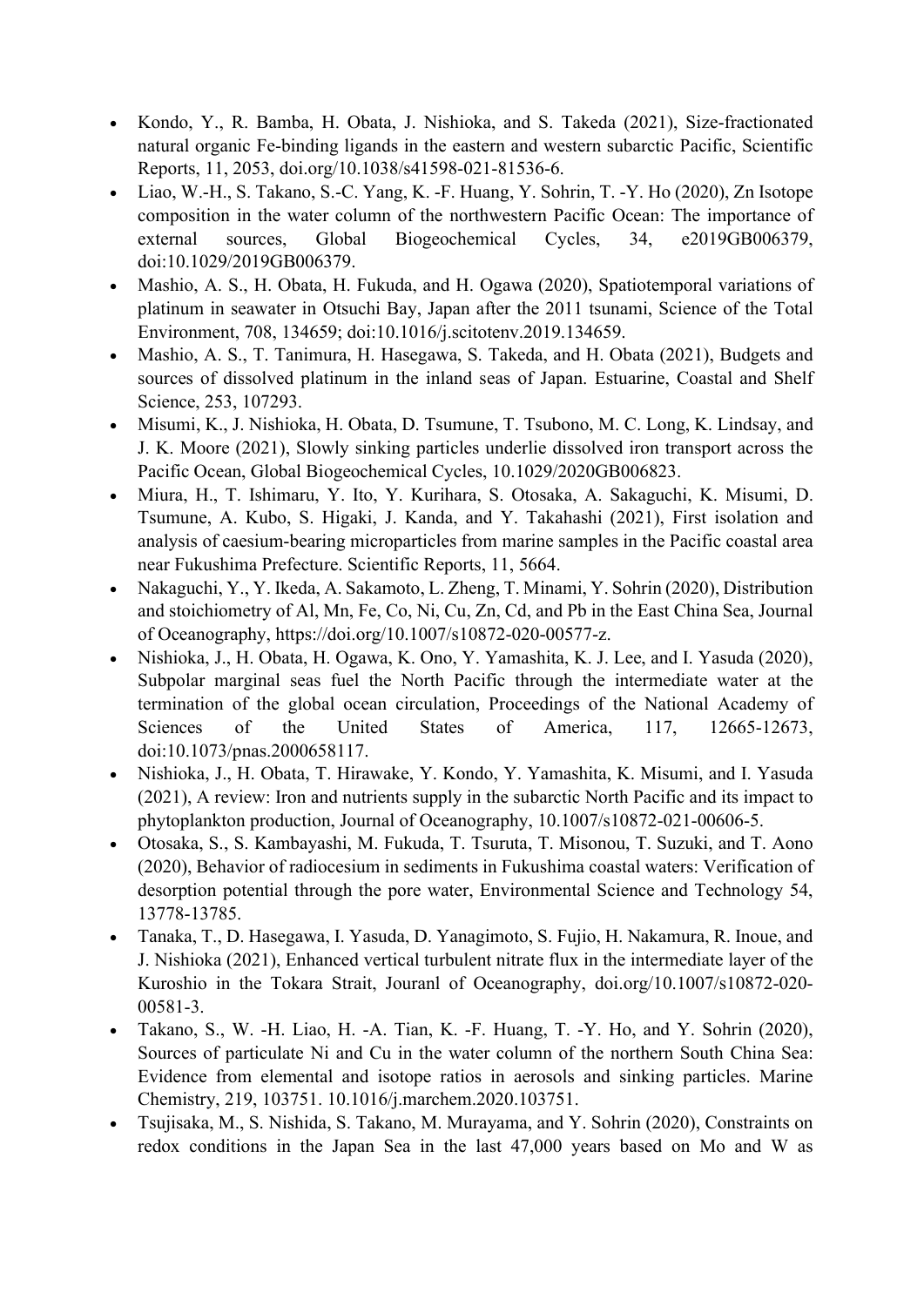- Kondo, Y., R. Bamba, H. Obata, J. Nishioka, and S. Takeda (2021), Size-fractionated natural organic Fe-binding ligands in the eastern and western subarctic Pacific, Scientific Reports, 11, 2053, doi.org/10.1038/s41598-021-81536-6.
- Liao, W.-H., S. Takano, S.-C. Yang, K. -F. Huang, Y. Sohrin, T. -Y. Ho (2020), Zn Isotope composition in the water column of the northwestern Pacific Ocean: The importance of external sources, Global Biogeochemical Cycles, 34, e2019GB006379, doi:10.1029/2019GB006379.
- Mashio, A. S., H. Obata, H. Fukuda, and H. Ogawa (2020), Spatiotemporal variations of platinum in seawater in Otsuchi Bay, Japan after the 2011 tsunami, Science of the Total Environment, 708, 134659; doi:10.1016/j.scitotenv.2019.134659.
- Mashio, A. S., T. Tanimura, H. Hasegawa, S. Takeda, and H. Obata (2021), Budgets and sources of dissolved platinum in the inland seas of Japan. Estuarine, Coastal and Shelf Science, 253, 107293.
- Misumi, K., J. Nishioka, H. Obata, D. Tsumune, T. Tsubono, M. C. Long, K. Lindsay, and J. K. Moore (2021), Slowly sinking particles underlie dissolved iron transport across the Pacific Ocean, Global Biogeochemical Cycles, 10.1029/2020GB006823.
- Miura, H., T. Ishimaru, Y. Ito, Y. Kurihara, S. Otosaka, A. Sakaguchi, K. Misumi, D. Tsumune, A. Kubo, S. Higaki, J. Kanda, and Y. Takahashi (2021), First isolation and analysis of caesium-bearing microparticles from marine samples in the Pacific coastal area near Fukushima Prefecture. Scientific Reports, 11, 5664.
- Nakaguchi, Y., Y. Ikeda, A. Sakamoto, L. Zheng, T. Minami, Y. Sohrin (2020), Distribution and stoichiometry of Al, Mn, Fe, Co, Ni, Cu, Zn, Cd, and Pb in the East China Sea, Journal of Oceanography, https://doi.org/10.1007/s10872-020-00577-z.
- Nishioka, J., H. Obata, H. Ogawa, K. Ono, Y. Yamashita, K. J. Lee, and I. Yasuda (2020), Subpolar marginal seas fuel the North Pacific through the intermediate water at the termination of the global ocean circulation, Proceedings of the National Academy of Sciences of the United States of America, 117, 12665-12673, doi:10.1073/pnas.2000658117.
- Nishioka, J., H. Obata, T. Hirawake, Y. Kondo, Y. Yamashita, K. Misumi, and I. Yasuda (2021), A review: Iron and nutrients supply in the subarctic North Pacific and its impact to phytoplankton production, Journal of Oceanography, 10.1007/s10872-021-00606-5.
- Otosaka, S., S. Kambayashi, M. Fukuda, T. Tsuruta, T. Misonou, T. Suzuki, and T. Aono (2020), Behavior of radiocesium in sediments in Fukushima coastal waters: Verification of desorption potential through the pore water, Environmental Science and Technology 54, 13778-13785.
- Tanaka, T., D. Hasegawa, I. Yasuda, D. Yanagimoto, S. Fujio, H. Nakamura, R. Inoue, and J. Nishioka (2021), Enhanced vertical turbulent nitrate flux in the intermediate layer of the Kuroshio in the Tokara Strait, Jouranl of Oceanography, doi.org/10.1007/s10872-020-00581-3.
- Takano, S., W. -H. Liao, H. -A. Tian, K. -F. Huang, T. -Y. Ho, and Y. Sohrin (2020), Sources of particulate Ni and Cu in the water column of the northern South China Sea: Evidence from elemental and isotope ratios in aerosols and sinking particles. Marine Chemistry, 219, 103751. 10.1016/j.marchem.2020.103751.
- Tsujisaka, M., S. Nishida, S. Takano, M. Murayama, and Y. Sohrin (2020), Constraints on redox conditions in the Japan Sea in the last 47,000 years based on Mo and W as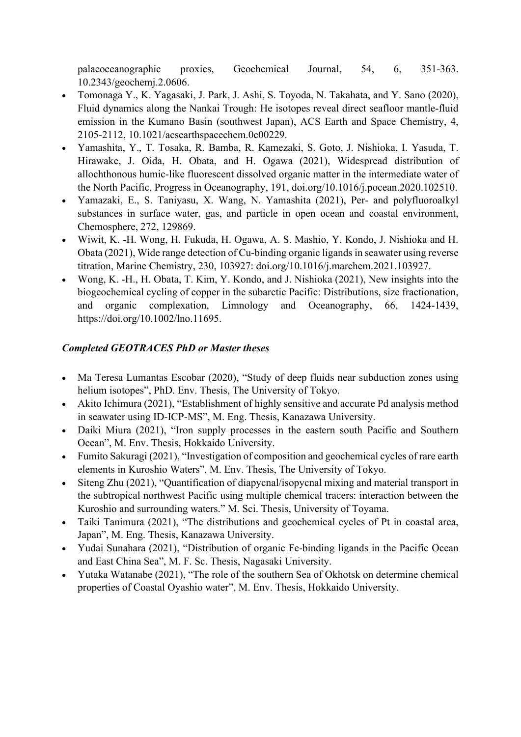palaeoceanographic proxies, Geochemical Journal, 54, 6, 351-363. 10.2343/geochemj.2.0606.

- Tomonaga Y., K. Yagasaki, J. Park, J. Ashi, S. Toyoda, N. Takahata, and Y. Sano (2020), Fluid dynamics along the Nankai Trough: He isotopes reveal direct seafloor mantle-fluid emission in the Kumano Basin (southwest Japan), ACS Earth and Space Chemistry, 4, 2105-2112, 10.1021/acsearthspacechem.0c00229.
- Yamashita, Y., T. Tosaka, R. Bamba, R. Kamezaki, S. Goto, J. Nishioka, I. Yasuda, T. Hirawake, J. Oida, H. Obata, and H. Ogawa (2021), Widespread distribution of allochthonous humic-like fluorescent dissolved organic matter in the intermediate water of the North Pacific, Progress in Oceanography, 191, doi.org/10.1016/j.pocean.2020.102510.
- Yamazaki, E., S. Taniyasu, X. Wang, N. Yamashita (2021), Per- and polyfluoroalkyl substances in surface water, gas, and particle in open ocean and coastal environment, Chemosphere, 272, 129869.
- Wiwit, K. -H. Wong, H. Fukuda, H. Ogawa, A. S. Mashio, Y. Kondo, J. Nishioka and H. Obata (2021), Wide range detection of Cu-binding organic ligands in seawater using reverse titration, Marine Chemistry, 230, 103927: doi.org/10.1016/j.marchem.2021.103927.
- Wong, K. -H., H. Obata, T. Kim, Y. Kondo, and J. Nishioka (2021), New insights into the biogeochemical cycling of copper in the subarctic Pacific: Distributions, size fractionation, and organic complexation, Limnology and Oceanography, 66, 1424-1439, https://doi.org/10.1002/lno.11695.

### *Completed GEOTRACES PhD or Master theses*

- Ma Teresa Lumantas Escobar (2020), "Study of deep fluids near subduction zones using helium isotopes", PhD. Env. Thesis, The University of Tokyo.
- Akito Ichimura (2021), "Establishment of highly sensitive and accurate Pd analysis method in seawater using ID-ICP-MS", M. Eng. Thesis, Kanazawa University.
- Daiki Miura (2021), "Iron supply processes in the eastern south Pacific and Southern Ocean", M. Env. Thesis, Hokkaido University.
- Fumito Sakuragi (2021), "Investigation of composition and geochemical cycles of rare earth elements in Kuroshio Waters", M. Env. Thesis, The University of Tokyo.
- Siteng Zhu (2021), "Quantification of diapycnal/isopycnal mixing and material transport in the subtropical northwest Pacific using multiple chemical tracers: interaction between the Kuroshio and surrounding waters." M. Sci. Thesis, University of Toyama.
- Taiki Tanimura (2021), "The distributions and geochemical cycles of Pt in coastal area, Japan", M. Eng. Thesis, Kanazawa University.
- Yudai Sunahara (2021), "Distribution of organic Fe-binding ligands in the Pacific Ocean and East China Sea", M. F. Sc. Thesis, Nagasaki University.
- Yutaka Watanabe (2021), "The role of the southern Sea of Okhotsk on determine chemical properties of Coastal Oyashio water", M. Env. Thesis, Hokkaido University.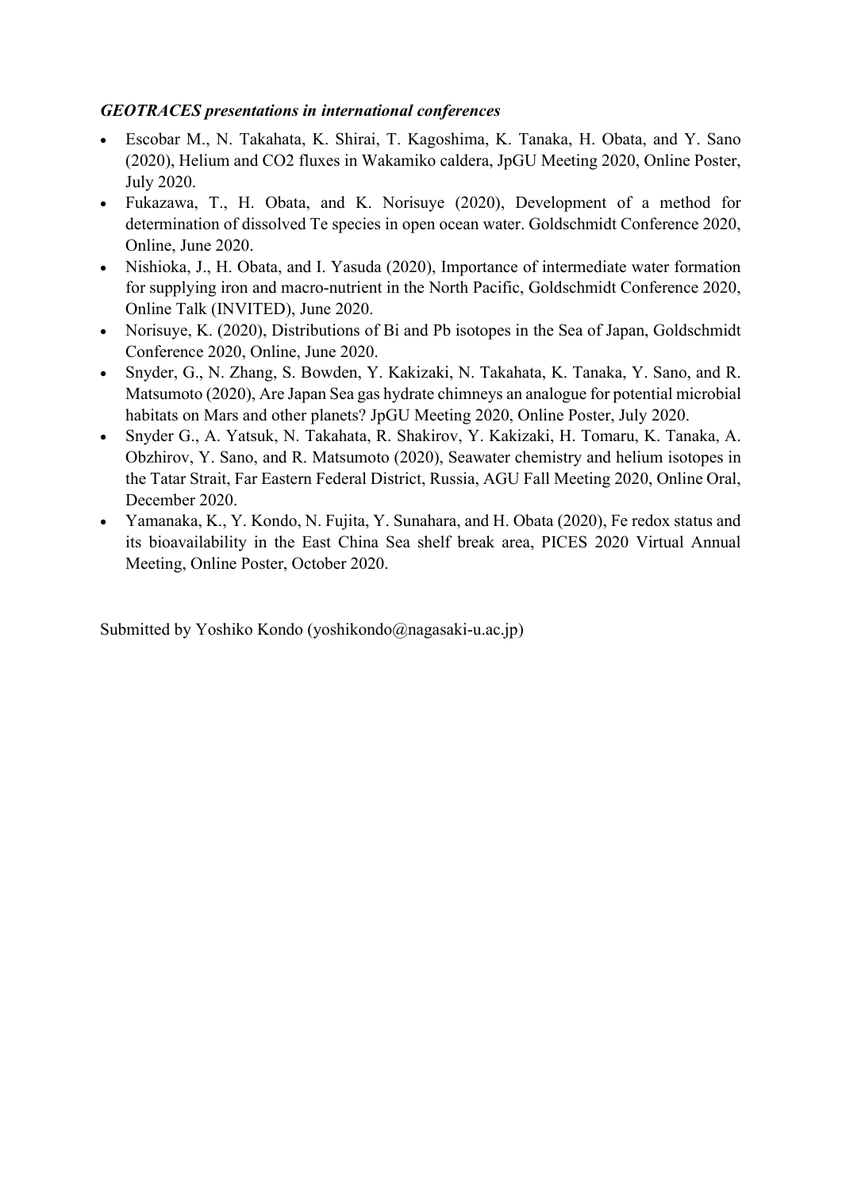### *GEOTRACES presentations in international conferences*

- Escobar M., N. Takahata, K. Shirai, T. Kagoshima, K. Tanaka, H. Obata, and Y. Sano (2020), Helium and $CO_2$ fluxes in Wakamiko caldera, JpGU Meeting 2020, Online Poster, July 2020.
- Fukazawa, T., H. Obata, and K. Norisuye (2020), Development of a method for determination of dissolved Te species in open ocean water. Goldschmidt Conference 2020, Online, June 2020.
- Nishioka, J., H. Obata, and I. Yasuda (2020), Importance of intermediate water formation for supplying iron and macro-nutrient in the North Pacific, Goldschmidt Conference 2020, Online Talk (INVITED), June 2020.
- Norisuye, K. (2020), Distributions of Bi and Pb isotopes in the Sea of Japan, Goldschmidt Conference 2020, Online, June 2020.
- Snyder, G., N. Zhang, S. Bowden, Y. Kakizaki, N. Takahata, K. Tanaka, Y. Sano, and R. Matsumoto (2020), Are Japan Sea gas hydrate chimneys an analogue for potential microbial habitats on Mars and other planets? JpGU Meeting 2020, Online Poster, July 2020.
- Snyder G., A. Yatsuk, N. Takahata, R. Shakirov, Y. Kakizaki, H. Tomaru, K. Tanaka, A. Obzhirov, Y. Sano, and R. Matsumoto (2020), Seawater chemistry and helium isotopes in the Tatar Strait, Far Eastern Federal District, Russia, AGU Fall Meeting 2020, Online Oral, December 2020.
- Yamanaka, K., Y. Kondo, N. Fujita, Y. Sunahara, and H. Obata (2020), Fe redox status and its bioavailability in the East China Sea shelf break area, PICES 2020 Virtual Annual Meeting, Online Poster, October 2020.

Submitted by Yoshiko Kondo (yoshikondo@nagasaki-u.ac.jp)